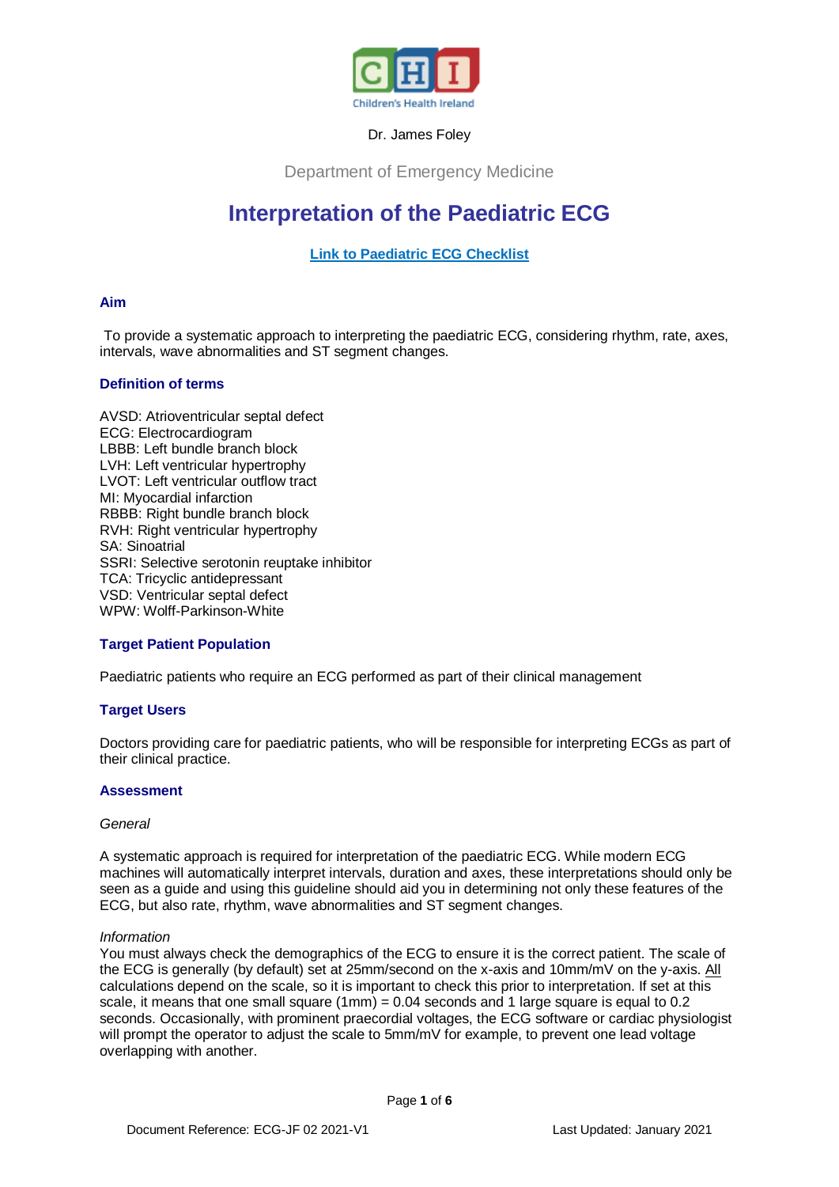Dr. James Foley

Department of Emergency Medicine

# Interpretation of the Paediatric ECG

**Link to Paediatric ECG Checklist**

### Aim

To provide a systematic approach to interpreting the paediatric ECG, considering rhythm, rate, axes, intervals, wave abnormalities and ST segment changes.

### Definition of terms

AVSD: Atrioventricular septal defect
ECG: Electrocardiogram
LBBB: Left bundle branch block
LVH: Left ventricular hypertrophy
LVOT: Left ventricular outflow tract
MI: Myocardial infarction
RBBB: Right bundle branch block
RVH: Right ventricular hypertrophy
SA: Sinoatrial
SSRI: Selective serotonin reuptake inhibitor
TCA: Tricyclic antidepressant
VSD: Ventricular septal defect
WPW: Wolff-Parkinson-White

### Target Patient Population

Paediatric patients who require an ECG performed as part of their clinical management

### Target Users

Doctors providing care for paediatric patients, who will be responsible for interpreting ECGs as part of their clinical practice.

### Assessment

*General*

A systematic approach is required for interpretation of the paediatric ECG. While modern ECG machines will automatically interpret intervals, duration and axes, these interpretations should only be seen as a guide and using this guideline should aid you in determining not only these features of the ECG, but also rate, rhythm, wave abnormalities and ST segment changes.

*Information*

You must always check the demographics of the ECG to ensure it is the correct patient. The scale of the ECG is generally (by default) set at 25mm/second on the x-axis and 10mm/mV on the y-axis. All calculations depend on the scale, so it is important to check this prior to interpretation. If set at this scale, it means that one small square (1mm) = 0.04 seconds and 1 large square is equal to 0.2 seconds. Occasionally, with prominent praecordial voltages, the ECG software or cardiac physiologist will prompt the operator to adjust the scale to 5mm/mV for example, to prevent one lead voltage overlapping with another.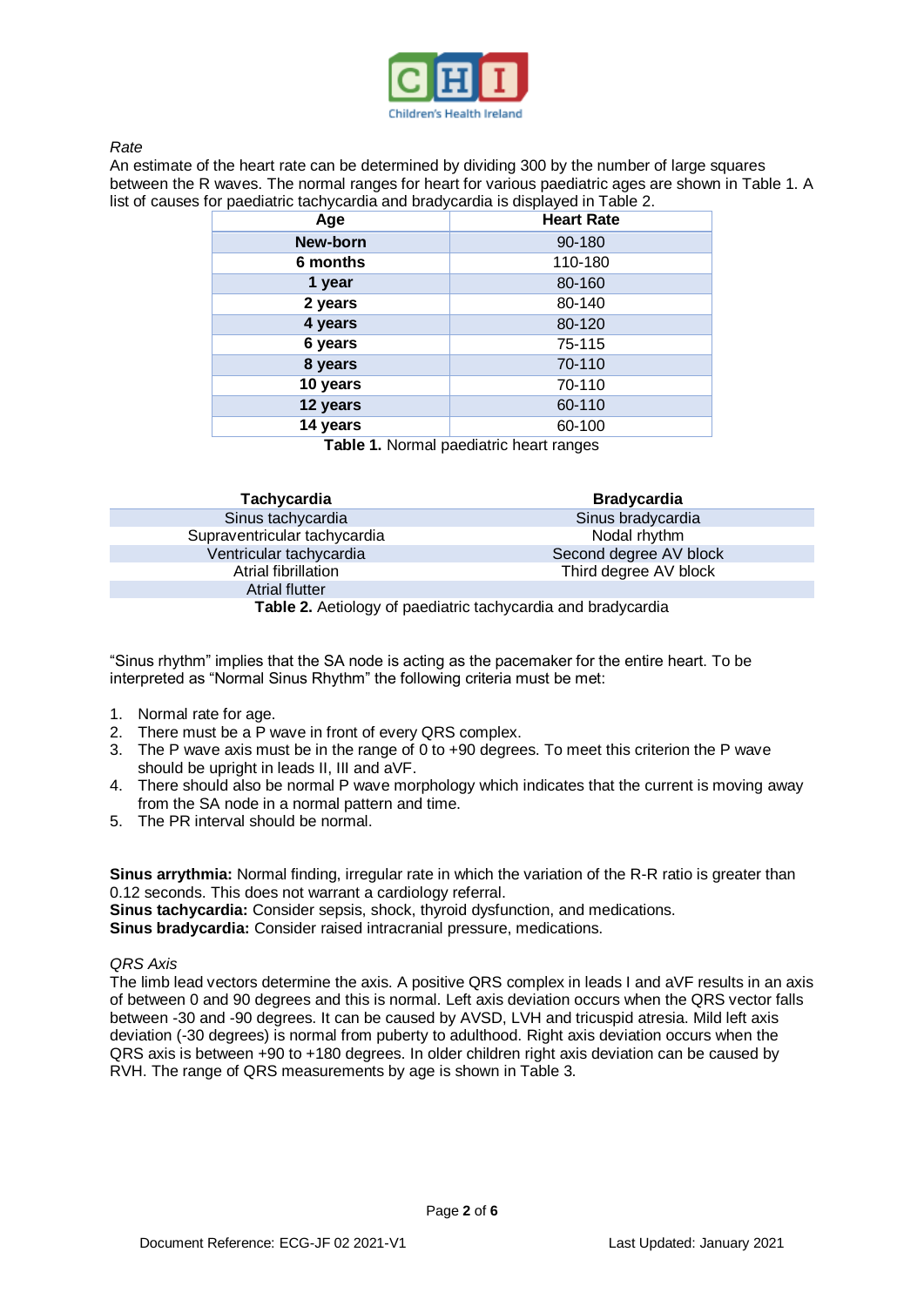*Rate*

An estimate of the heart rate can be determined by dividing 300 by the number of large squares between the R waves. The normal ranges for heart for various paediatric ages are shown in Table 1. A list of causes for paediatric tachycardia and bradycardia is displayed in Table 2.

| Age | Heart Rate |
|---|---|
| **New-born** | 90-180 |
| **6 months** | 110-180 |
| **1 year** | 80-160 |
| **2 years** | 80-140 |
| **4 years** | 80-120 |
| **6 years** | 75-115 |
| **8 years** | 70-110 |
| **10 years** | 70-110 |
| **12 years** | 60-110 |
| **14 years** | 60-100 |

**Table 1.** Normal paediatric heart ranges

| Tachycardia | Bradycardia |
|---|---|
| Sinus tachycardia | Sinus bradycardia |
| Supraventricular tachycardia | Nodal rhythm |
| Ventricular tachycardia | Second degree AV block |
| Atrial fibrillation | Third degree AV block |
| Atrial flutter | |

**Table 2.** Aetiology of paediatric tachycardia and bradycardia

"Sinus rhythm" implies that the SA node is acting as the pacemaker for the entire heart. To be interpreted as "Normal Sinus Rhythm" the following criteria must be met:

1. Normal rate for age.
2. There must be a P wave in front of every QRS complex.
3. The P wave axis must be in the range of 0 to +90 degrees. To meet this criterion the P wave should be upright in leads II, III and aVF.
4. There should also be normal P wave morphology which indicates that the current is moving away from the SA node in a normal pattern and time.
5. The PR interval should be normal.

**Sinus arrythmia:** Normal finding, irregular rate in which the variation of the R-R ratio is greater than 0.12 seconds. This does not warrant a cardiology referral.
**Sinus tachycardia:** Consider sepsis, shock, thyroid dysfunction, and medications.
**Sinus bradycardia:** Consider raised intracranial pressure, medications.

*QRS Axis*

The limb lead vectors determine the axis. A positive QRS complex in leads I and aVF results in an axis of between 0 and 90 degrees and this is normal. Left axis deviation occurs when the QRS vector falls between -30 and -90 degrees. It can be caused by AVSD, LVH and tricuspid atresia. Mild left axis deviation (-30 degrees) is normal from puberty to adulthood. Right axis deviation occurs when the QRS axis is between +90 to +180 degrees. In older children right axis deviation can be caused by RVH. The range of QRS measurements by age is shown in Table 3.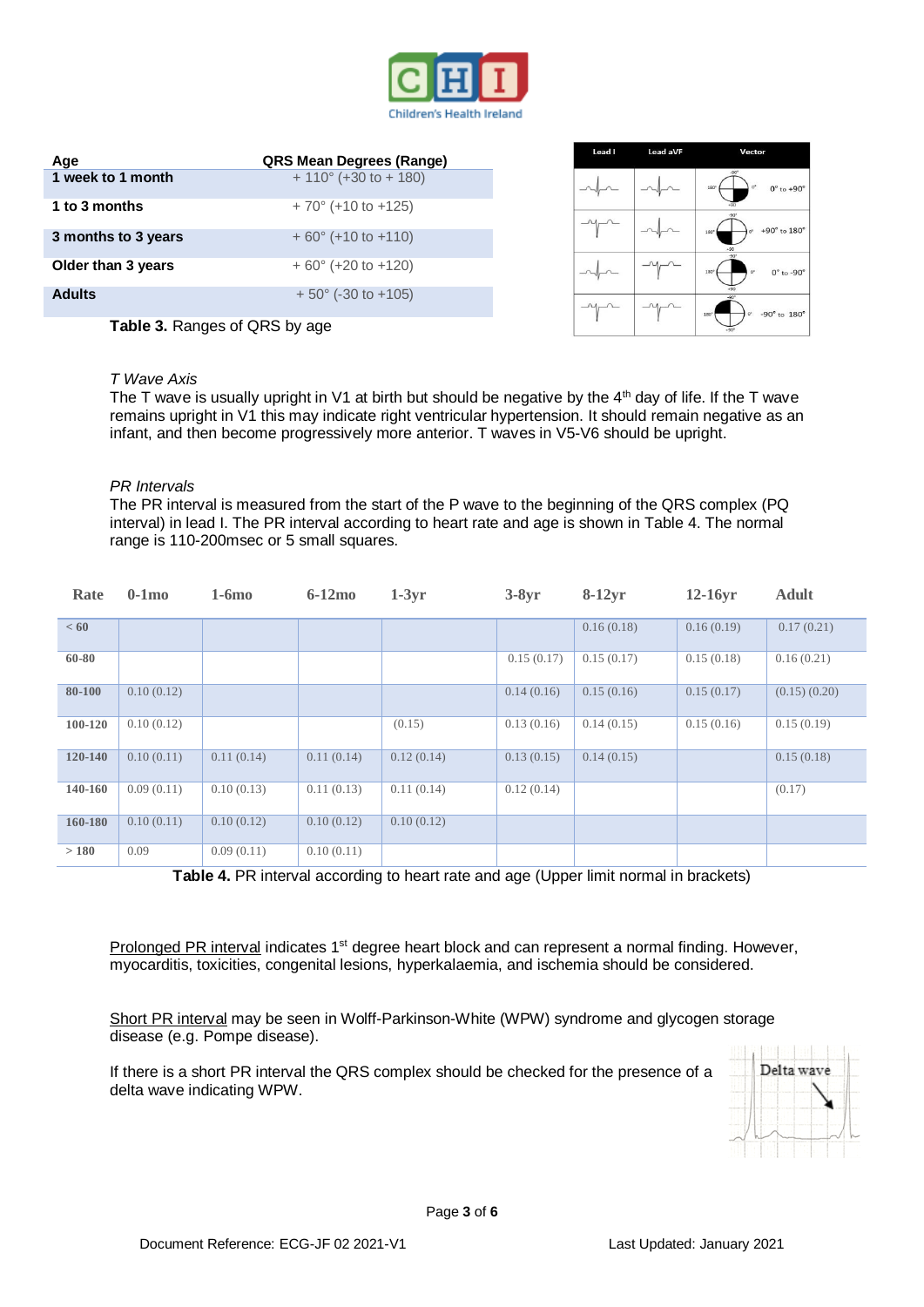| Age | QRS Mean Degrees (Range) |
|---|---|
| **1 week to 1 month** | + 110° (+30 to + 180) |
| **1 to 3 months** | + 70° (+10 to +125) |
| **3 months to 3 years** | + 60° (+10 to +110) |
| **Older than 3 years** | + 60° (+20 to +120) |
| **Adults** | + 50° (-30 to +105) |

**Table 3.** Ranges of QRS by age

| Lead I | Lead aVF | Vector |
|---|---|---|
| | | 0° to +90° |
| | | +90° to 180° |
| | | 0° to -90° |
| | | -90° to 180° |

*T Wave Axis*

The T wave is usually upright in V1 at birth but should be negative by the 4th day of life. If the T wave remains upright in V1 this may indicate right ventricular hypertension. It should remain negative as an infant, and then become progressively more anterior. T waves in V5-V6 should be upright.

*PR Intervals*

The PR interval is measured from the start of the P wave to the beginning of the QRS complex (PQ interval) in lead I. The PR interval according to heart rate and age is shown in Table 4. The normal range is 110-200msec or 5 small squares.

| Rate | 0-1mo | 1-6mo | 6-12mo | 1-3yr | 3-8yr | 8-12yr | 12-16yr | Adult |
|---|---|---|---|---|---|---|---|---|
| < 60 | | | | | | 0.16 (0.18) | 0.16 (0.19) | 0.17 (0.21) |
| 60-80 | | | | | 0.15 (0.17) | 0.15 (0.17) | 0.15 (0.18) | 0.16 (0.21) |
| 80-100 | 0.10 (0.12) | | | | 0.14 (0.16) | 0.15 (0.16) | 0.15 (0.17) | (0.15) (0.20) |
| 100-120 | 0.10 (0.12) | | | (0.15) | 0.13 (0.16) | 0.14 (0.15) | 0.15 (0.16) | 0.15 (0.19) |
| 120-140 | 0.10 (0.11) | 0.11 (0.14) | 0.11 (0.14) | 0.12 (0.14) | 0.13 (0.15) | 0.14 (0.15) | | 0.15 (0.18) |
| 140-160 | 0.09 (0.11) | 0.10 (0.13) | 0.11 (0.13) | 0.11 (0.14) | 0.12 (0.14) | | | (0.17) |
| 160-180 | 0.10 (0.11) | 0.10 (0.12) | 0.10 (0.12) | 0.10 (0.12) | | | | |
| > 180 | 0.09 | 0.09 (0.11) | 0.10 (0.11) | | | | | |

**Table 4.** PR interval according to heart rate and age (Upper limit normal in brackets)

Prolonged PR interval indicates 1st degree heart block and can represent a normal finding. However, myocarditis, toxicities, congenital lesions, hyperkalaemia, and ischemia should be considered.

Short PR interval may be seen in Wolff-Parkinson-White (WPW) syndrome and glycogen storage disease (e.g. Pompe disease).

If there is a short PR interval the QRS complex should be checked for the presence of a delta wave indicating WPW.

Delta wave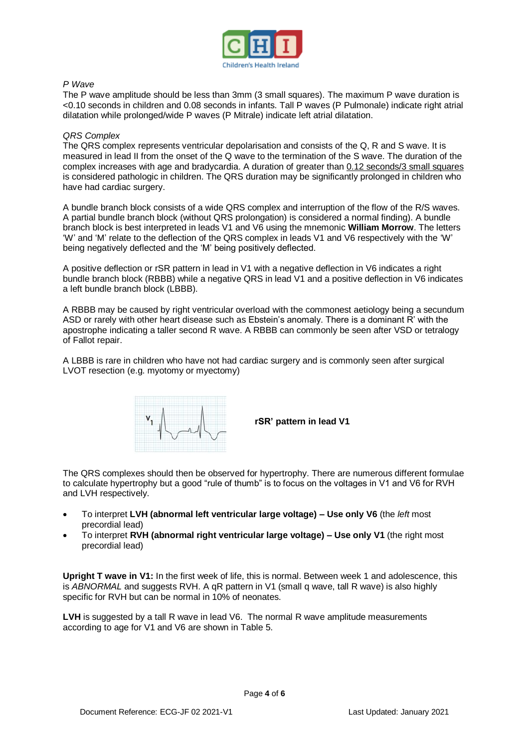*P Wave*

The P wave amplitude should be less than 3mm (3 small squares). The maximum P wave duration is <0.10 seconds in children and 0.08 seconds in infants. Tall P waves (P Pulmonale) indicate right atrial dilatation while prolonged/wide P waves (P Mitrale) indicate left atrial dilatation.

*QRS Complex*

The QRS complex represents ventricular depolarisation and consists of the Q, R and S wave. It is measured in lead II from the onset of the Q wave to the termination of the S wave. The duration of the complex increases with age and bradycardia. A duration of greater than <u>0.12 seconds/3 small squares</u> is considered pathologic in children. The QRS duration may be significantly prolonged in children who have had cardiac surgery.

A bundle branch block consists of a wide QRS complex and interruption of the flow of the R/S waves. A partial bundle branch block (without QRS prolongation) is considered a normal finding). A bundle branch block is best interpreted in leads V1 and V6 using the mnemonic **William Morrow**. The letters 'W' and 'M' relate to the deflection of the QRS complex in leads V1 and V6 respectively with the 'W' being negatively deflected and the 'M' being positively deflected.

A positive deflection or rSR pattern in lead in V1 with a negative deflection in V6 indicates a right bundle branch block (RBBB) while a negative QRS in lead V1 and a positive deflection in V6 indicates a left bundle branch block (LBBB).

A RBBB may be caused by right ventricular overload with the commonest aetiology being a secundum ASD or rarely with other heart disease such as Ebstein's anomaly. There is a dominant R' with the apostrophe indicating a taller second R wave. A RBBB can commonly be seen after VSD or tetralogy of Fallot repair.

A LBBB is rare in children who have not had cardiac surgery and is commonly seen after surgical LVOT resection (e.g. myotomy or myectomy)

**rSR' pattern in lead V1**

The QRS complexes should then be observed for hypertrophy. There are numerous different formulae to calculate hypertrophy but a good "rule of thumb" is to focus on the voltages in V1 and V6 for RVH and LVH respectively.

- To interpret **LVH (abnormal left ventricular large voltage) – Use only V6** (the *left* most precordial lead)
- To interpret **RVH (abnormal right ventricular large voltage) – Use only V1** (the right most precordial lead)

**Upright T wave in V1:** In the first week of life, this is normal. Between week 1 and adolescence, this is *ABNORMAL* and suggests RVH. A qR pattern in V1 (small q wave, tall R wave) is also highly specific for RVH but can be normal in 10% of neonates.

**LVH** is suggested by a tall R wave in lead V6. The normal R wave amplitude measurements according to age for V1 and V6 are shown in Table 5.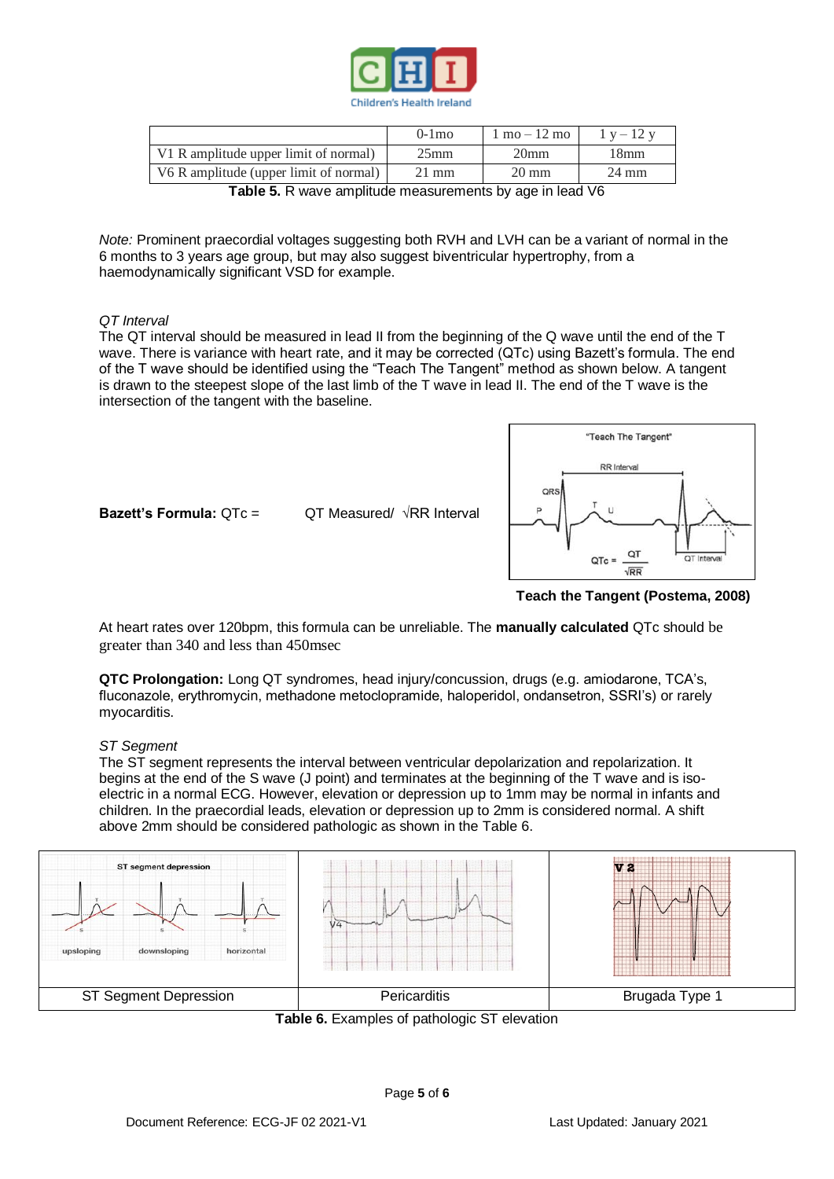| | 0-1mo | 1 mo – 12 mo | 1 y – 12 y |
|---|---|---|---|
| V1 R amplitude upper limit of normal) | 25mm | 20mm | 18mm |
| V6 R amplitude (upper limit of normal) | 21 mm | 20 mm | 24 mm |

**Table 5.** R wave amplitude measurements by age in lead V6

*Note:* Prominent praecordial voltages suggesting both RVH and LVH can be a variant of normal in the 6 months to 3 years age group, but may also suggest biventricular hypertrophy, from a haemodynamically significant VSD for example.

*QT Interval*

The QT interval should be measured in lead II from the beginning of the Q wave until the end of the T wave. There is variance with heart rate, and it may be corrected (QTc) using Bazett's formula. The end of the T wave should be identified using the "Teach The Tangent" method as shown below. A tangent is drawn to the steepest slope of the last limb of the T wave in lead II. The end of the T wave is the intersection of the tangent with the baseline.

**Bazett's Formula:** QTc = QT Measured/ √RR Interval

**Teach the Tangent (Postema, 2008)**

At heart rates over 120bpm, this formula can be unreliable. The **manually calculated** QTc should be greater than 340 and less than 450msec

**QTC Prolongation:** Long QT syndromes, head injury/concussion, drugs (e.g. amiodarone, TCA's, fluconazole, erythromycin, methadone metoclopramide, haloperidol, ondansetron, SSRI's) or rarely myocarditis.

*ST Segment*

The ST segment represents the interval between ventricular depolarization and repolarization. It begins at the end of the S wave (J point) and terminates at the beginning of the T wave and is iso-electric in a normal ECG. However, elevation or depression up to 1mm may be normal in infants and children. In the praecordial leads, elevation or depression up to 2mm is considered normal. A shift above 2mm should be considered pathologic as shown in the Table 6.

| ST Segment Depression | Pericarditis | Brugada Type 1 |
|---|---|---|

**Table 6.** Examples of pathologic ST elevation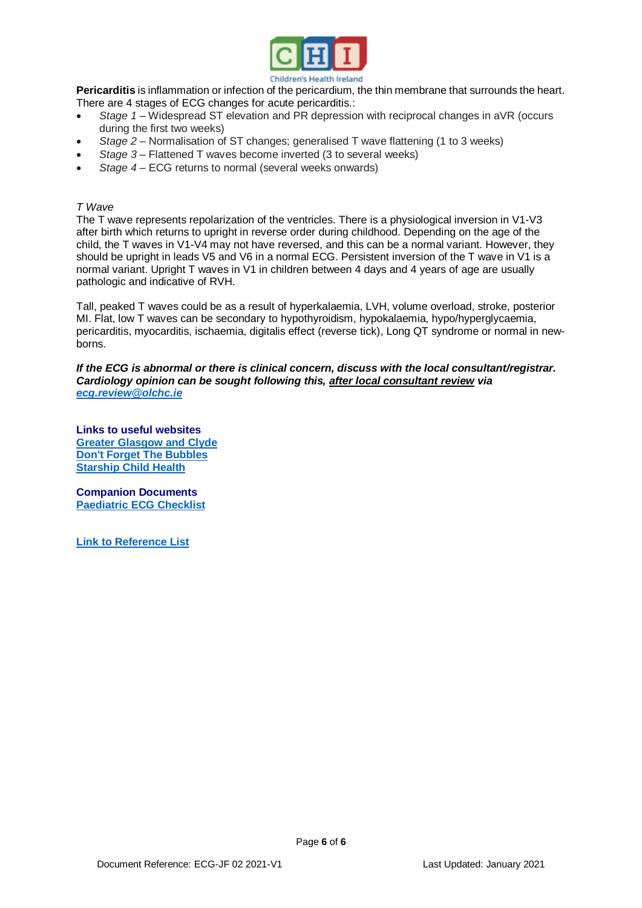**Pericarditis** is inflammation or infection of the pericardium, the thin membrane that surrounds the heart. There are 4 stages of ECG changes for acute pericarditis.:

- *Stage 1* – Widespread ST elevation and PR depression with reciprocal changes in aVR (occurs during the first two weeks)
- *Stage 2* – Normalisation of ST changes; generalised T wave flattening (1 to 3 weeks)
- *Stage 3* – Flattened T waves become inverted (3 to several weeks)
- *Stage 4* – ECG returns to normal (several weeks onwards)

*T Wave*

The T wave represents repolarization of the ventricles. There is a physiological inversion in V1-V3 after birth which returns to upright in reverse order during childhood. Depending on the age of the child, the T waves in V1-V4 may not have reversed, and this can be a normal variant. However, they should be upright in leads V5 and V6 in a normal ECG. Persistent inversion of the T wave in V1 is a normal variant. Upright T waves in V1 in children between 4 days and 4 years of age are usually pathologic and indicative of RVH.

Tall, peaked T waves could be as a result of hyperkalaemia, LVH, volume overload, stroke, posterior MI. Flat, low T waves can be secondary to hypothyroidism, hypokalaemia, hypo/hyperglycaemia, pericarditis, myocarditis, ischaemia, digitalis effect (reverse tick), Long QT syndrome or normal in new-borns.

***If the ECG is abnormal or there is clinical concern, discuss with the local consultant/registrar. Cardiology opinion can be sought following this, <u>after local consultant review</u> via [ecg.review@olchc.ie](mailto:ecg.review@olchc.ie)***

**Links to useful websites**
**[Greater Glasgow and Clyde]()**
**[Don't Forget The Bubbles]()**
**[Starship Child Health]()**

**Companion Documents**
**[Paediatric ECG Checklist]()**

**[Link to Reference List]()**